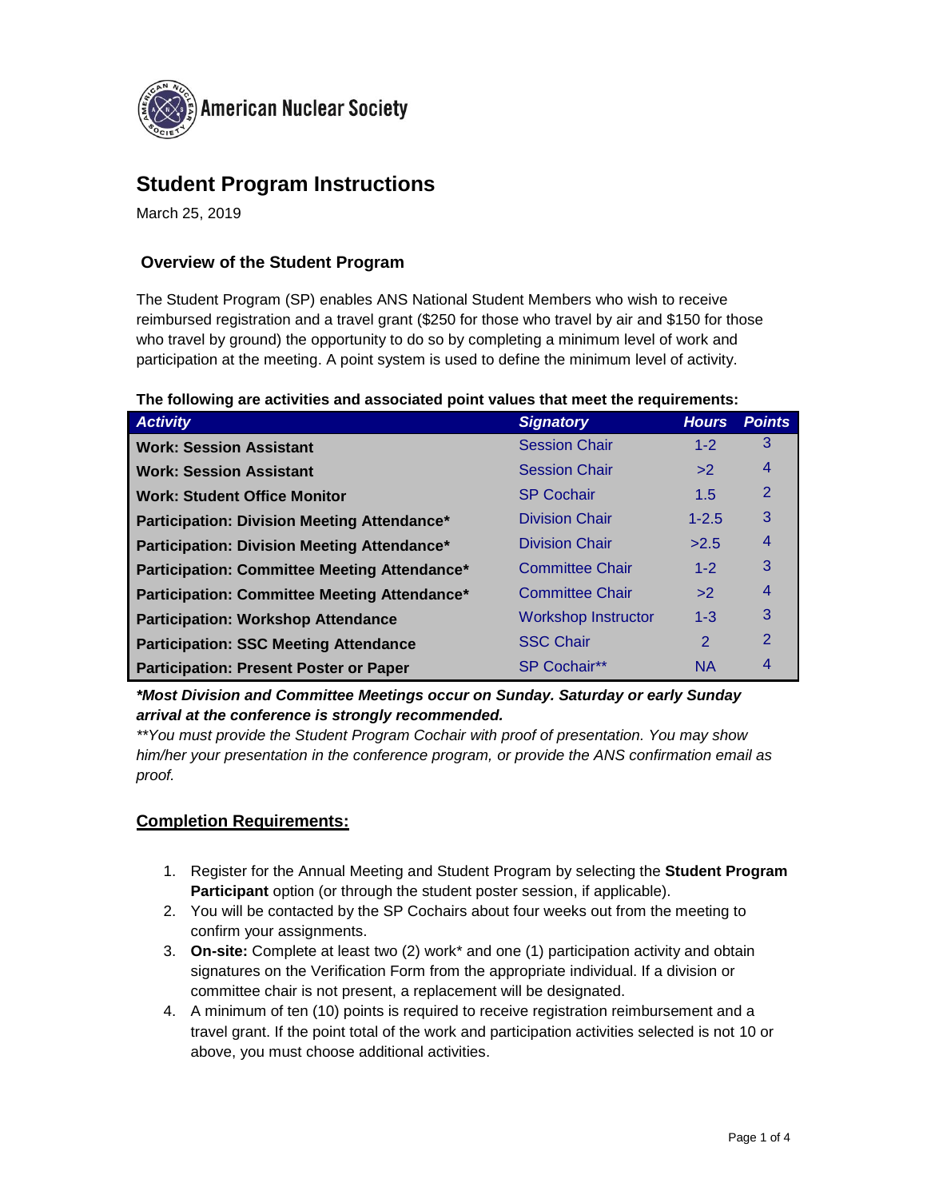American Nuclear Society

# Student Program Instructions

March 25, 2019

## Overview of the Student Program

The Student Program (SP) enables ANS National Student Members who wish to receive reimbursed registration and a travel grant ($250 for those who travel by air and $150 for those who travel by ground) the opportunity to do so by completing a minimum level of work and participation at the meeting. A point system is used to define the minimum level of activity.

**The following are activities and associated point values that meet the requirements:**

| *Activity* | *Signatory* | *Hours* | *Points* |
|---|---|---|---|
| **Work: Session Assistant** | Session Chair | 1-2 | 3 |
| **Work: Session Assistant** | Session Chair | >2 | 4 |
| **Work: Student Office Monitor** | SP Cochair | 1.5 | 2 |
| **Participation: Division Meeting Attendance*** | Division Chair | 1-2.5 | 3 |
| **Participation: Division Meeting Attendance*** | Division Chair | >2.5 | 4 |
| **Participation: Committee Meeting Attendance*** | Committee Chair | 1-2 | 3 |
| **Participation: Committee Meeting Attendance*** | Committee Chair | >2 | 4 |
| **Participation: Workshop Attendance** | Workshop Instructor | 1-3 | 3 |
| **Participation: SSC Meeting Attendance** | SSC Chair | 2 | 2 |
| **Participation: Present Poster or Paper** | SP Cochair** | NA | 4 |

***Most Division and Committee Meetings occur on Sunday. Saturday or early Sunday arrival at the conference is strongly recommended.***

*\*\*You must provide the Student Program Cochair with proof of presentation. You may show him/her your presentation in the conference program, or provide the ANS confirmation email as proof.*

## Completion Requirements:

1. Register for the Annual Meeting and Student Program by selecting the **Student Program Participant** option (or through the student poster session, if applicable).
2. You will be contacted by the SP Cochairs about four weeks out from the meeting to confirm your assignments.
3. **On-site:** Complete at least two (2) work* and one (1) participation activity and obtain signatures on the Verification Form from the appropriate individual. If a division or committee chair is not present, a replacement will be designated.
4. A minimum of ten (10) points is required to receive registration reimbursement and a travel grant. If the point total of the work and participation activities selected is not 10 or above, you must choose additional activities.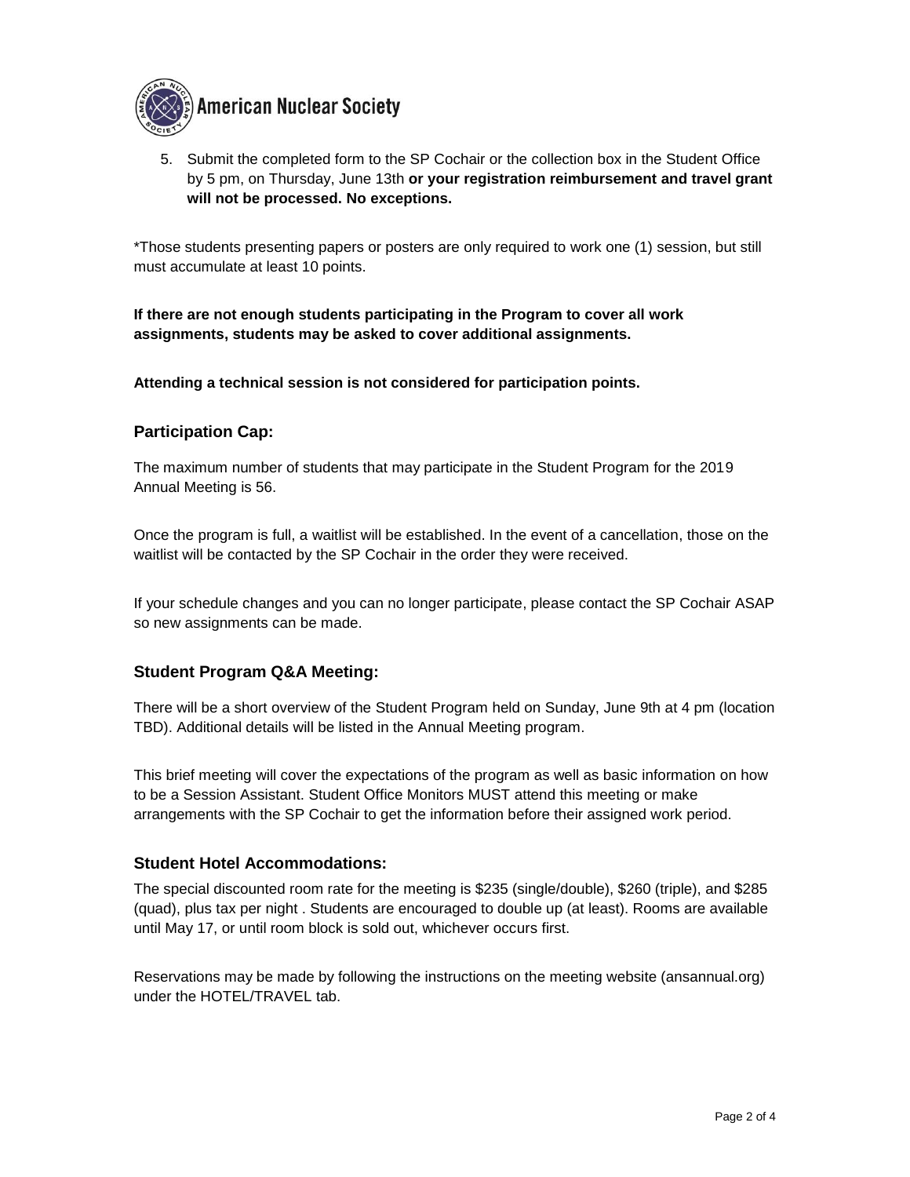5. Submit the completed form to the SP Cochair or the collection box in the Student Office by 5 pm, on Thursday, June 13th **or your registration reimbursement and travel grant will not be processed. No exceptions.**

*Those students presenting papers or posters are only required to work one (1) session, but still must accumulate at least 10 points.

**If there are not enough students participating in the Program to cover all work assignments, students may be asked to cover additional assignments.**

**Attending a technical session is not considered for participation points.**

### Participation Cap:

The maximum number of students that may participate in the Student Program for the 2019 Annual Meeting is 56.

Once the program is full, a waitlist will be established. In the event of a cancellation, those on the waitlist will be contacted by the SP Cochair in the order they were received.

If your schedule changes and you can no longer participate, please contact the SP Cochair ASAP so new assignments can be made.

### Student Program Q&A Meeting:

There will be a short overview of the Student Program held on Sunday, June 9th at 4 pm (location TBD). Additional details will be listed in the Annual Meeting program.

This brief meeting will cover the expectations of the program as well as basic information on how to be a Session Assistant. Student Office Monitors MUST attend this meeting or make arrangements with the SP Cochair to get the information before their assigned work period.

### Student Hotel Accommodations:

The special discounted room rate for the meeting is $235 (single/double), $260 (triple), and $285 (quad), plus tax per night . Students are encouraged to double up (at least). Rooms are available until May 17, or until room block is sold out, whichever occurs first.

Reservations may be made by following the instructions on the meeting website (ansannual.org) under the HOTEL/TRAVEL tab.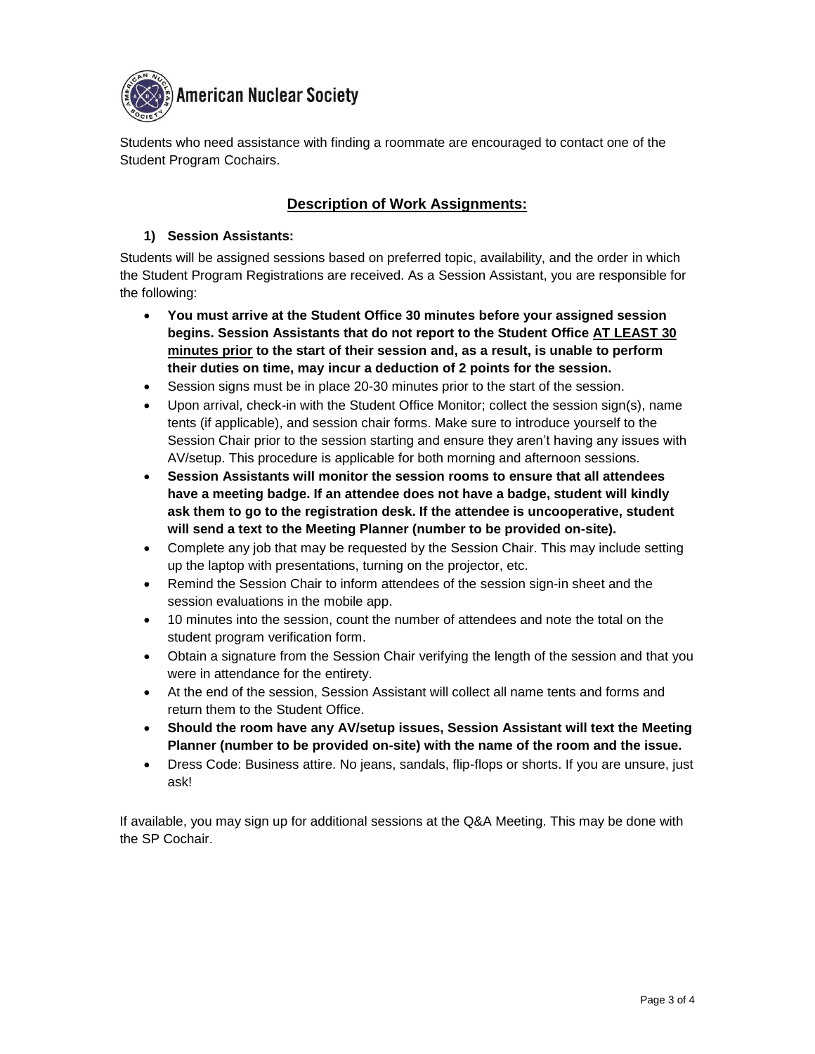Students who need assistance with finding a roommate are encouraged to contact one of the Student Program Cochairs.

## **Description of Work Assignments:**

### 1) Session Assistants:

Students will be assigned sessions based on preferred topic, availability, and the order in which the Student Program Registrations are received. As a Session Assistant, you are responsible for the following:

- **You must arrive at the Student Office 30 minutes before your assigned session begins. Session Assistants that do not report to the Student Office AT LEAST 30 minutes prior to the start of their session and, as a result, is unable to perform their duties on time, may incur a deduction of 2 points for the session.**
- Session signs must be in place 20-30 minutes prior to the start of the session.
- Upon arrival, check-in with the Student Office Monitor; collect the session sign(s), name tents (if applicable), and session chair forms. Make sure to introduce yourself to the Session Chair prior to the session starting and ensure they aren't having any issues with AV/setup. This procedure is applicable for both morning and afternoon sessions.
- **Session Assistants will monitor the session rooms to ensure that all attendees have a meeting badge. If an attendee does not have a badge, student will kindly ask them to go to the registration desk. If the attendee is uncooperative, student will send a text to the Meeting Planner (number to be provided on-site).**
- Complete any job that may be requested by the Session Chair. This may include setting up the laptop with presentations, turning on the projector, etc.
- Remind the Session Chair to inform attendees of the session sign-in sheet and the session evaluations in the mobile app.
- 10 minutes into the session, count the number of attendees and note the total on the student program verification form.
- Obtain a signature from the Session Chair verifying the length of the session and that you were in attendance for the entirety.
- At the end of the session, Session Assistant will collect all name tents and forms and return them to the Student Office.
- **Should the room have any AV/setup issues, Session Assistant will text the Meeting Planner (number to be provided on-site) with the name of the room and the issue.**
- Dress Code: Business attire. No jeans, sandals, flip-flops or shorts. If you are unsure, just ask!

If available, you may sign up for additional sessions at the Q&A Meeting. This may be done with the SP Cochair.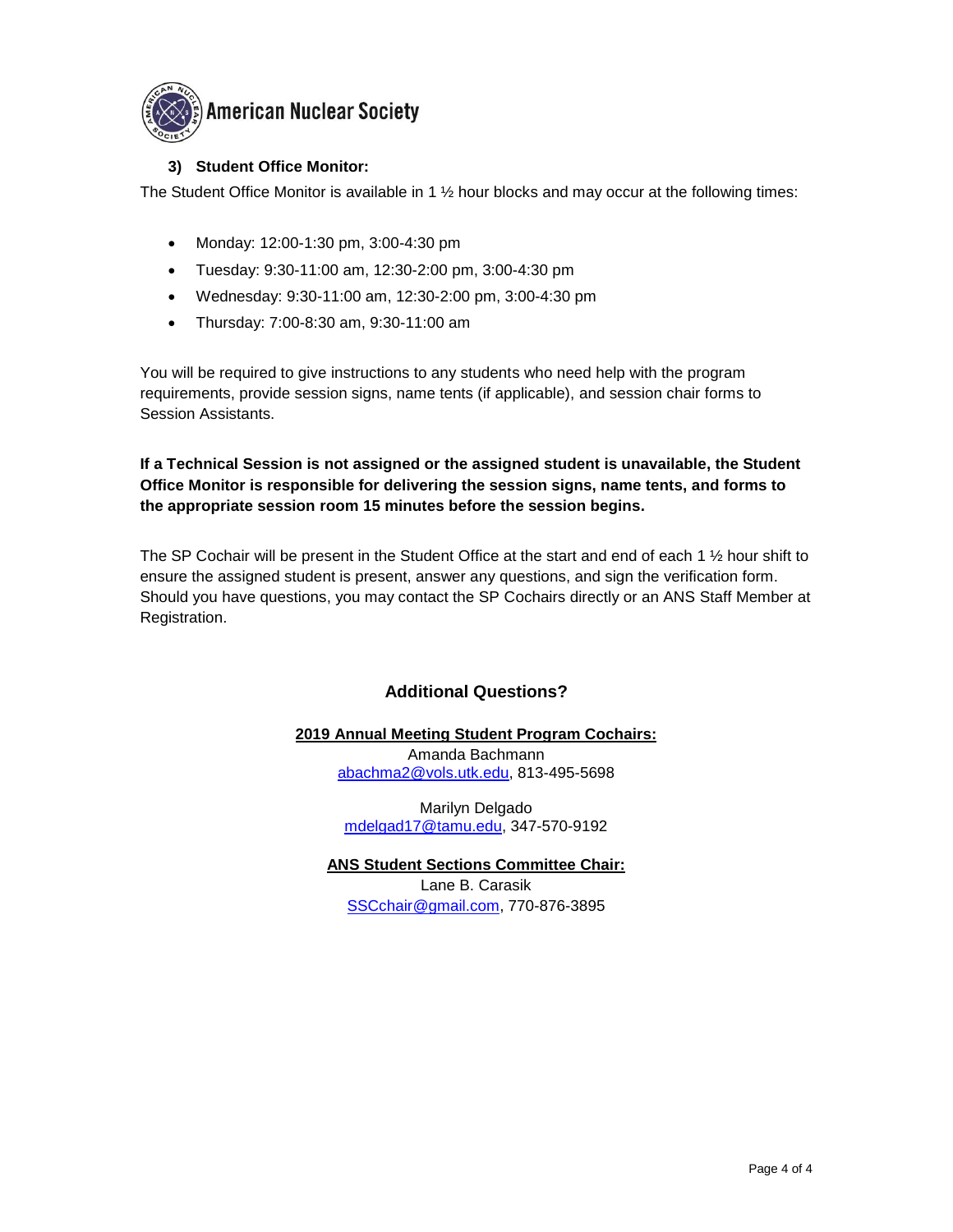### 3) Student Office Monitor:

The Student Office Monitor is available in 1 ½ hour blocks and may occur at the following times:

- Monday: 12:00-1:30 pm, 3:00-4:30 pm
- Tuesday: 9:30-11:00 am, 12:30-2:00 pm, 3:00-4:30 pm
- Wednesday: 9:30-11:00 am, 12:30-2:00 pm, 3:00-4:30 pm
- Thursday: 7:00-8:30 am, 9:30-11:00 am

You will be required to give instructions to any students who need help with the program requirements, provide session signs, name tents (if applicable), and session chair forms to Session Assistants.

**If a Technical Session is not assigned or the assigned student is unavailable, the Student Office Monitor is responsible for delivering the session signs, name tents, and forms to the appropriate session room 15 minutes before the session begins.**

The SP Cochair will be present in the Student Office at the start and end of each 1 ½ hour shift to ensure the assigned student is present, answer any questions, and sign the verification form. Should you have questions, you may contact the SP Cochairs directly or an ANS Staff Member at Registration.

## Additional Questions?

**2019 Annual Meeting Student Program Cochairs:**

Amanda Bachmann
abachma2@vols.utk.edu, 813-495-5698

Marilyn Delgado
mdelgad17@tamu.edu, 347-570-9192

**ANS Student Sections Committee Chair:**

Lane B. Carasik
SSCchair@gmail.com, 770-876-3895